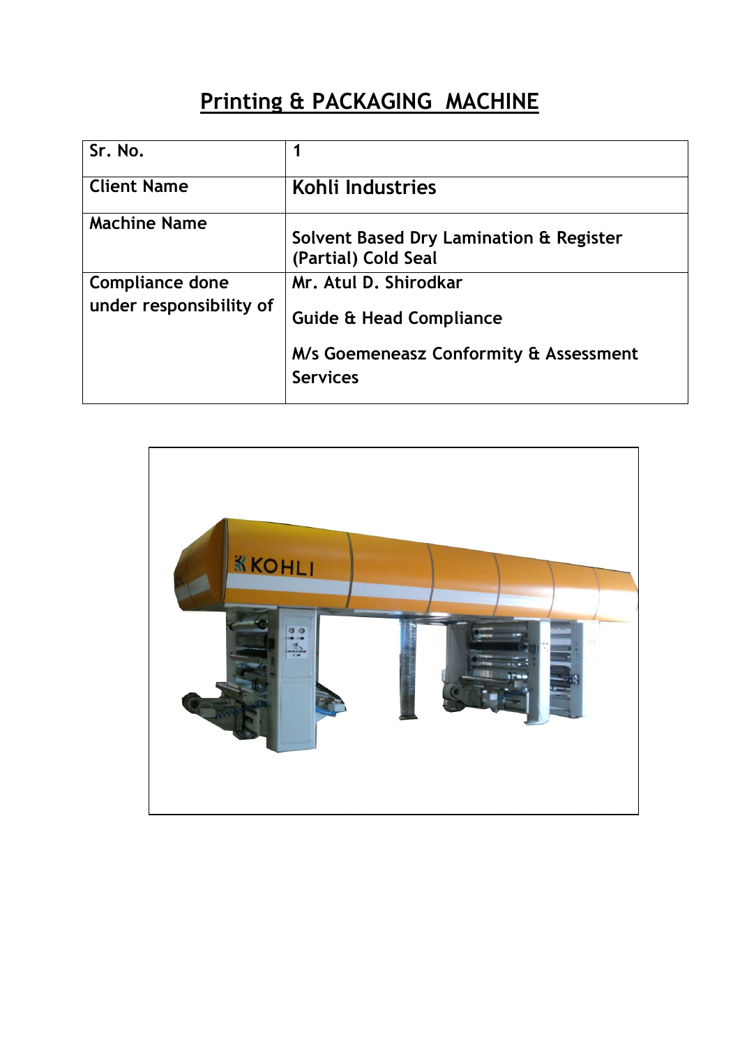# Printing & PACKAGING MACHINE

| | |
|---|---|
| Sr. No. | 1 |
| Client Name | Kohli Industries |
| Machine Name | Solvent Based Dry Lamination & Register (Partial) Cold Seal |
| Compliance done under responsibility of | Mr. Atul D. Shirodkar<br><br>Guide & Head Compliance<br><br>M/s Goemeneasz Conformity & Assessment Services |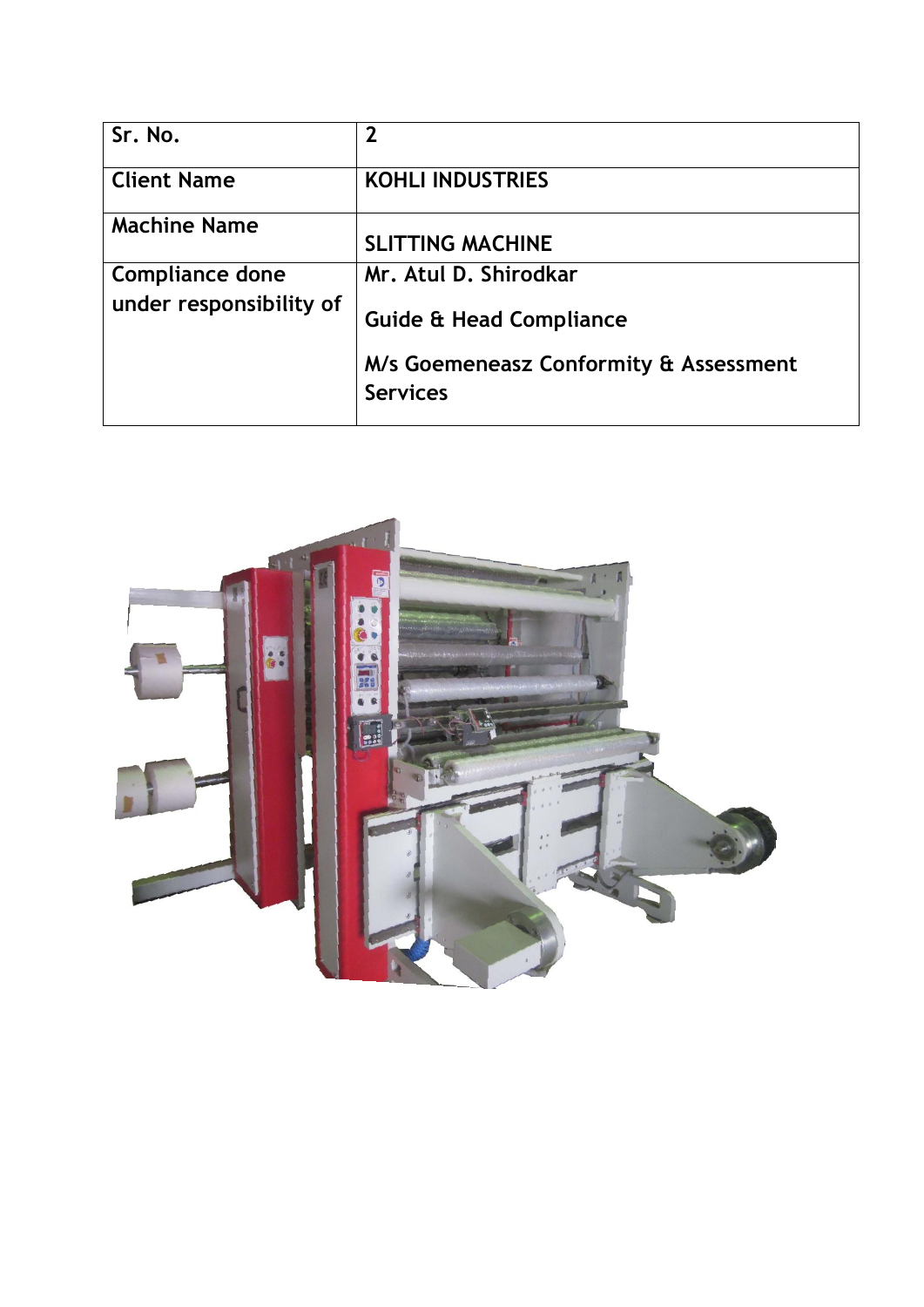| | |
|---|---|
| **Sr. No.** | **2** |
| **Client Name** | **KOHLI INDUSTRIES** |
| **Machine Name** | **SLITTING MACHINE** |
| **Compliance done under responsibility of** | **Mr. Atul D. Shirodkar**<br><br>**Guide & Head Compliance**<br><br>**M/s Goemeneasz Conformity & Assessment Services** |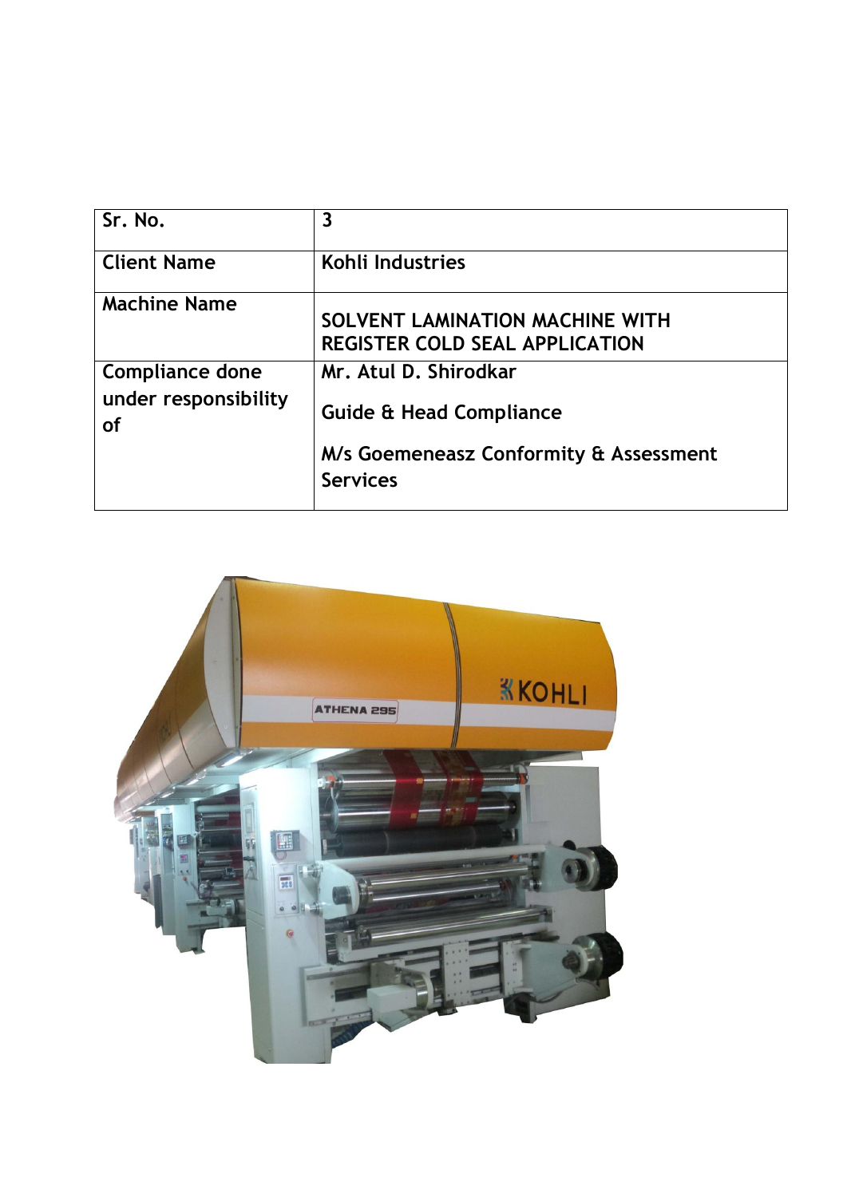| Sr. No. | 3 |
|---|---|
| Client Name | Kohli Industries |
| Machine Name | SOLVENT LAMINATION MACHINE WITH REGISTER COLD SEAL APPLICATION |
| Compliance done under responsibility of | Mr. Atul D. Shirodkar<br>Guide & Head Compliance<br>M/s Goemeneasz Conformity & Assessment Services |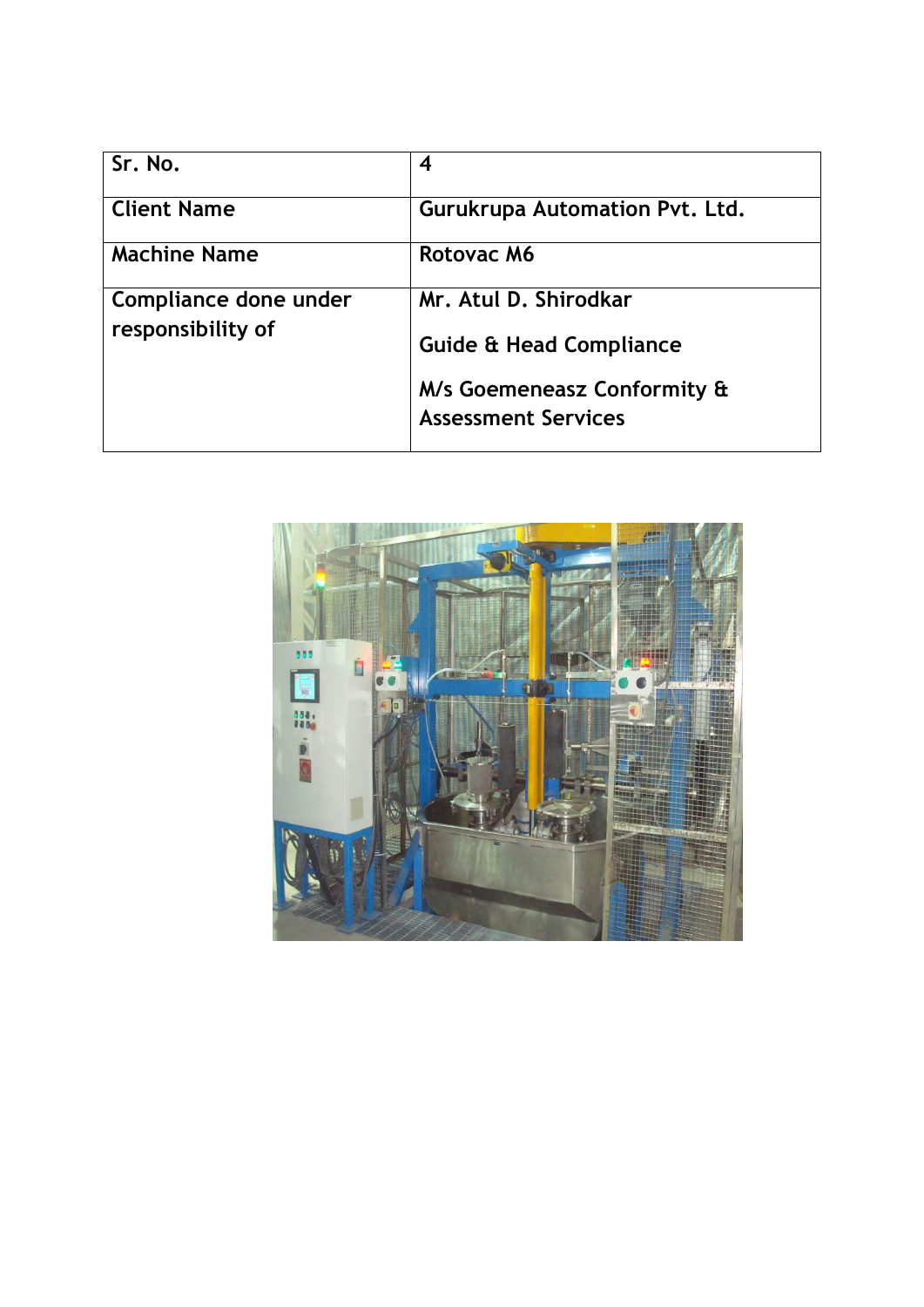| Sr. No. | 4 |
| --- | --- |
| Client Name | Gurukrupa Automation Pvt. Ltd. |
| Machine Name | Rotovac M6 |
| Compliance done under responsibility of | Mr. Atul D. Shirodkar<br><br>Guide & Head Compliance<br><br>M/s Goemeneasz Conformity & Assessment Services |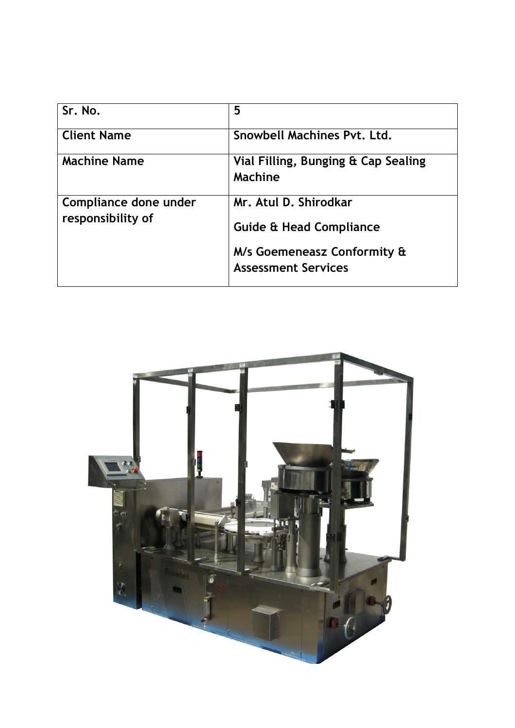| | |
|---|---|
| Sr. No. | 5 |
| Client Name | Snowbell Machines Pvt. Ltd. |
| Machine Name | Vial Filling, Bunging & Cap Sealing Machine |
| Compliance done under responsibility of | Mr. Atul D. Shirodkar<br><br>Guide & Head Compliance<br><br>M/s Goemeneasz Conformity & Assessment Services |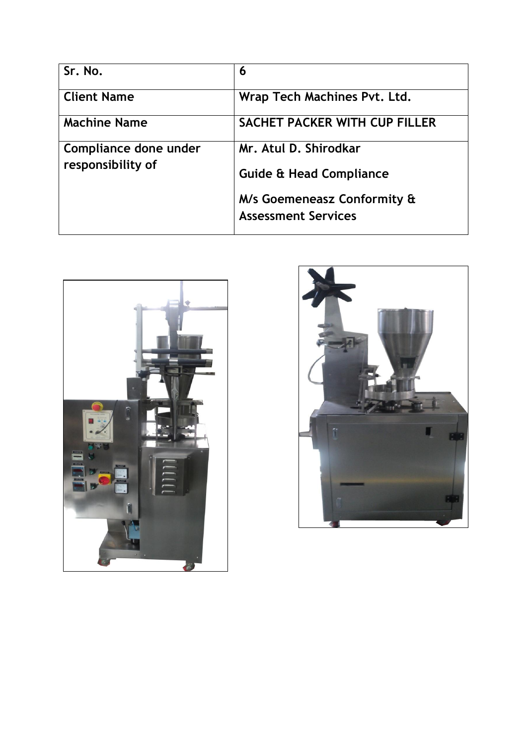| | |
|---|---|
| **Sr. No.** | **6** |
| **Client Name** | **Wrap Tech Machines Pvt. Ltd.** |
| **Machine Name** | **SACHET PACKER WITH CUP FILLER** |
| **Compliance done under responsibility of** | **Mr. Atul D. Shirodkar**<br>**Guide & Head Compliance**<br>**M/s Goemeneasz Conformity & Assessment Services** |